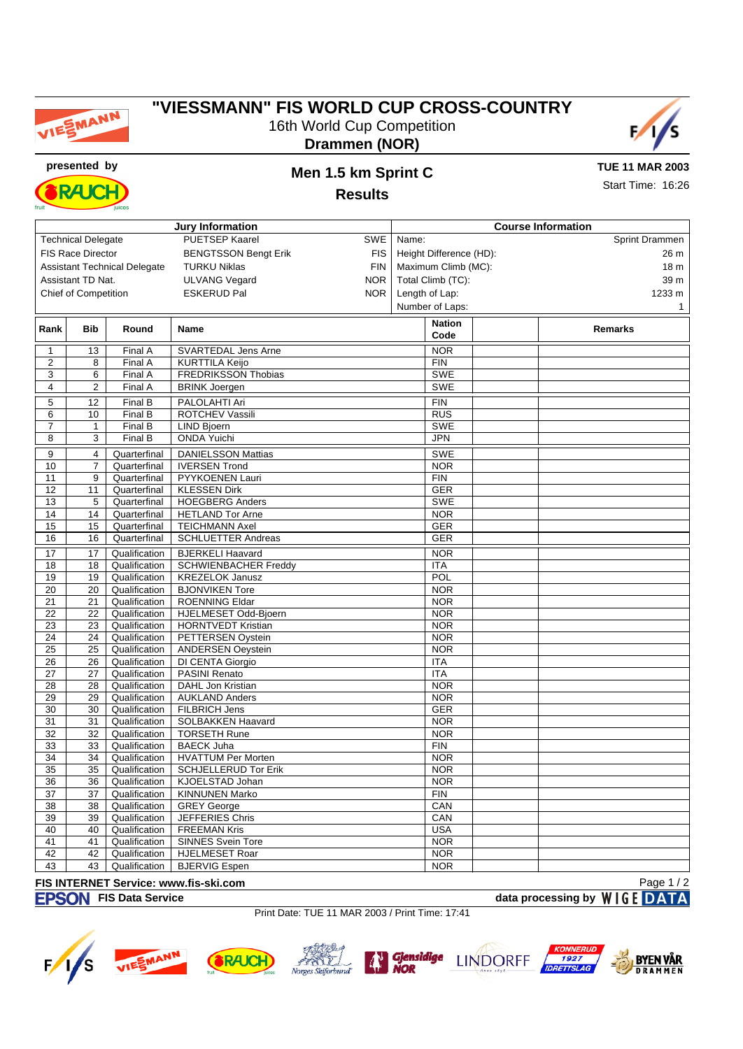# "VIESSMANN" FIS WORLD CUP CROSS-COUNTRY

16th World Cup Competition

**Drammen (NOR)**

**presented by**

## Men 1.5 km Sprint C

## Results

**TUE 11 MAR 2003**

Start Time: 16:26

| Jury Information | | | Course Information | |
|---|---|---|---|---|
| Technical Delegate | PUETSEP Kaarel | SWE | Name: | Sprint Drammen |
| FIS Race Director | BENGTSSON Bengt Erik | FIS | Height Difference (HD): | 26 m |
| Assistant Technical Delegate | TURKU Niklas | FIN | Maximum Climb (MC): | 18 m |
| Assistant TD Nat. | ULVANG Vegard | NOR | Total Climb (TC): | 39 m |
| Chief of Competition | ESKERUD Pal | NOR | Length of Lap: | 1233 m |
| | | | Number of Laps: | 1 |

| Rank | Bib | Round | Name | Nation Code | | Remarks |
|---|---|---|---|---|---|---|
| 1 | 13 | Final A | SVARTEDAL Jens Arne | NOR | | |
| 2 | 8 | Final A | KURTTILA Keijo | FIN | | |
| 3 | 6 | Final A | FREDRIKSSON Thobias | SWE | | |
| 4 | 2 | Final A | BRINK Joergen | SWE | | |
| 5 | 12 | Final B | PALOLAHTI Ari | FIN | | |
| 6 | 10 | Final B | ROTCHEV Vassili | RUS | | |
| 7 | 1 | Final B | LIND Bjoern | SWE | | |
| 8 | 3 | Final B | ONDA Yuichi | JPN | | |
| 9 | 4 | Quarterfinal | DANIELSSON Mattias | SWE | | |
| 10 | 7 | Quarterfinal | IVERSEN Trond | NOR | | |
| 11 | 9 | Quarterfinal | PYYKOENEN Lauri | FIN | | |
| 12 | 11 | Quarterfinal | KLESSEN Dirk | GER | | |
| 13 | 5 | Quarterfinal | HOEGBERG Anders | SWE | | |
| 14 | 14 | Quarterfinal | HETLAND Tor Arne | NOR | | |
| 15 | 15 | Quarterfinal | TEICHMANN Axel | GER | | |
| 16 | 16 | Quarterfinal | SCHLUETTER Andreas | GER | | |
| 17 | 17 | Qualification | BJERKELI Haavard | NOR | | |
| 18 | 18 | Qualification | SCHWIENBACHER Freddy | ITA | | |
| 19 | 19 | Qualification | KREZELOK Janusz | POL | | |
| 20 | 20 | Qualification | BJONVIKEN Tore | NOR | | |
| 21 | 21 | Qualification | ROENNING Eldar | NOR | | |
| 22 | 22 | Qualification | HJELMESET Odd-Bjoern | NOR | | |
| 23 | 23 | Qualification | HORNTVEDT Kristian | NOR | | |
| 24 | 24 | Qualification | PETTERSEN Oystein | NOR | | |
| 25 | 25 | Qualification | ANDERSEN Oeystein | NOR | | |
| 26 | 26 | Qualification | DI CENTA Giorgio | ITA | | |
| 27 | 27 | Qualification | PASINI Renato | ITA | | |
| 28 | 28 | Qualification | DAHL Jon Kristian | NOR | | |
| 29 | 29 | Qualification | AUKLAND Anders | NOR | | |
| 30 | 30 | Qualification | FILBRICH Jens | GER | | |
| 31 | 31 | Qualification | SOLBAKKEN Haavard | NOR | | |
| 32 | 32 | Qualification | TORSETH Rune | NOR | | |
| 33 | 33 | Qualification | BAECK Juha | FIN | | |
| 34 | 34 | Qualification | HVATTUM Per Morten | NOR | | |
| 35 | 35 | Qualification | SCHJELLERUD Tor Erik | NOR | | |
| 36 | 36 | Qualification | KJOELSTAD Johan | NOR | | |
| 37 | 37 | Qualification | KINNUNEN Marko | FIN | | |
| 38 | 38 | Qualification | GREY George | CAN | | |
| 39 | 39 | Qualification | JEFFERIES Chris | CAN | | |
| 40 | 40 | Qualification | FREEMAN Kris | USA | | |
| 41 | 41 | Qualification | SINNES Svein Tore | NOR | | |
| 42 | 42 | Qualification | HJELMESET Roar | NOR | | |
| 43 | 43 | Qualification | BJERVIG Espen | NOR | | |

**FIS INTERNET Service: www.fis-ski.com**

**FIS Data Service** **data processing by WIGE DATA**

Print Date: TUE 11 MAR 2003 / Print Time: 17:41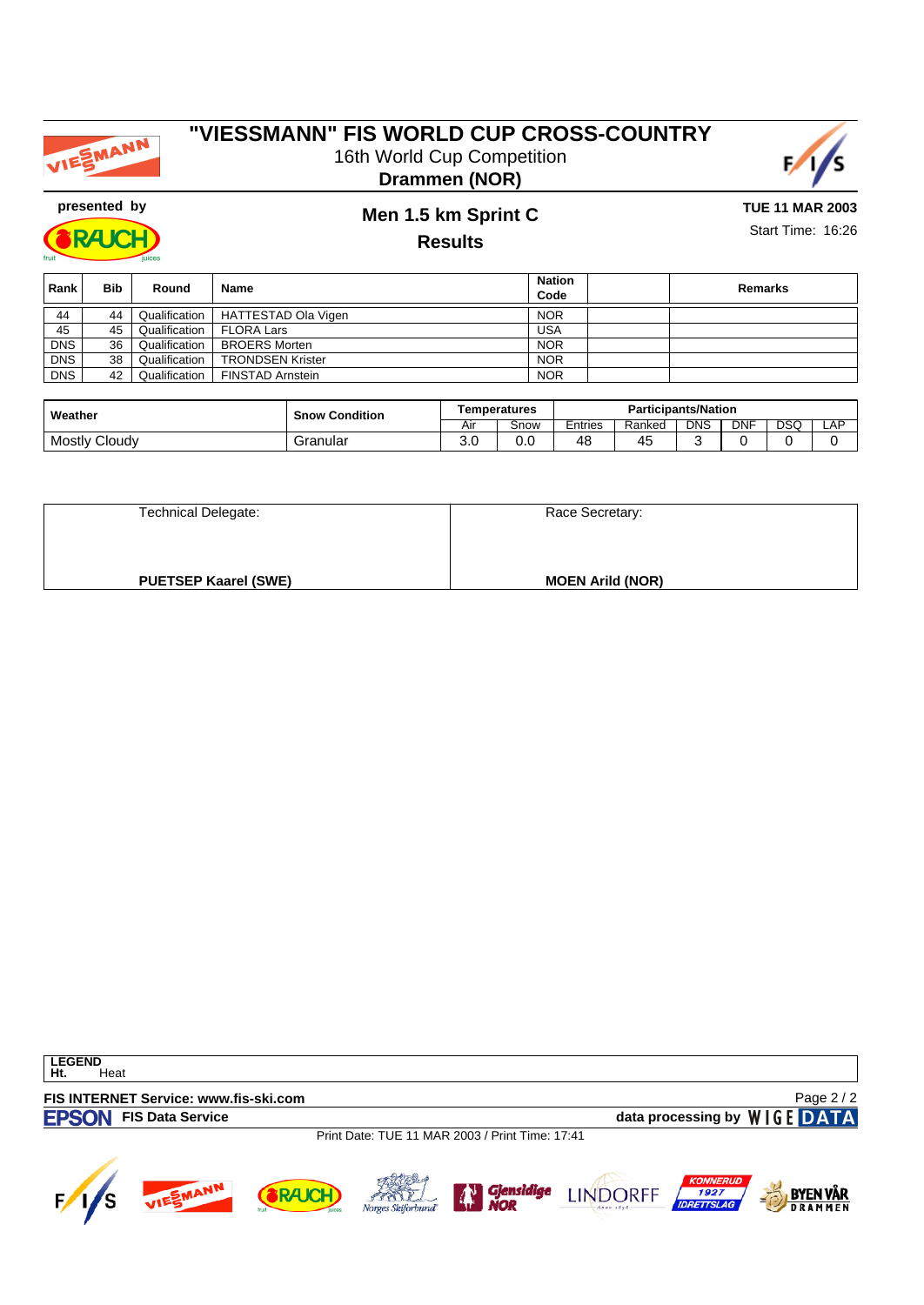# "VIESSMANN" FIS WORLD CUP CROSS-COUNTRY

16th World Cup Competition

**Drammen (NOR)**

**presented by**

## Men 1.5 km Sprint C

### Results

**TUE 11 MAR 2003**

Start Time: 16:26

| Rank | Bib | Round | Name | Nation Code | | Remarks |
|---|---|---|---|---|---|---|
| 44 | 44 | Qualification | HATTESTAD Ola Vigen | NOR | | |
| 45 | 45 | Qualification | FLORA Lars | USA | | |
| DNS | 36 | Qualification | BROERS Morten | NOR | | |
| DNS | 38 | Qualification | TRONDSEN Krister | NOR | | |
| DNS | 42 | Qualification | FINSTAD Arnstein | NOR | | |

| Weather | Snow Condition | Temperatures | | Participants/Nation | | | | | |
|---|---|---|---|---|---|---|---|---|---|
| | | Air | Snow | Entries | Ranked | DNS | DNF | DSQ | LAP |
| Mostly Cloudy | Granular | 3.0 | 0.0 | 48 | 45 | 3 | 0 | 0 | 0 |

| Technical Delegate: | Race Secretary: |
|---|---|
| **PUETSEP Kaarel (SWE)** | **MOEN Arild (NOR)** |

**LEGEND**
**Ht.** Heat

**FIS INTERNET Service: www.fis-ski.com**

**EPSON FIS Data Service** **data processing by WIGE DATA**

Print Date: TUE 11 MAR 2003 / Print Time: 17:41